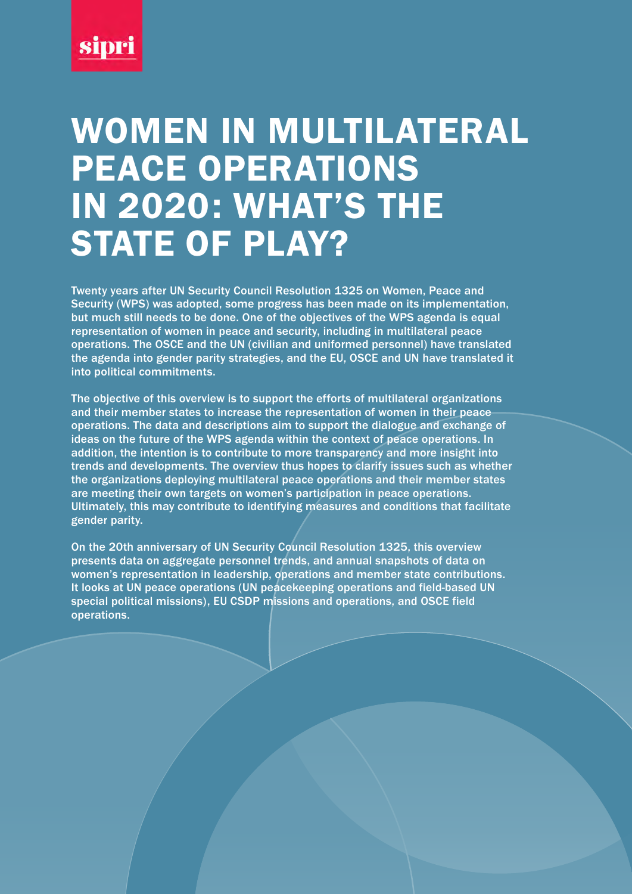sipri

# WOMEN IN MULTILATERAL PEACE OPERATIONS IN 2020: WHAT'S THE STATE OF PLAY?

Twenty years after UN Security Council Resolution 1325 on Women, Peace and Security (WPS) was adopted, some progress has been made on its implementation, but much still needs to be done. One of the objectives of the WPS agenda is equal representation of women in peace and security, including in multilateral peace operations. The OSCE and the UN (civilian and uniformed personnel) have translated the agenda into gender parity strategies, and the EU, OSCE and UN have translated it into political commitments.

The objective of this overview is to support the efforts of multilateral organizations and their member states to increase the representation of women in their peace operations. The data and descriptions aim to support the dialogue and exchange of ideas on the future of the WPS agenda within the context of peace operations. In addition, the intention is to contribute to more transparency and more insight into trends and developments. The overview thus hopes to clarify issues such as whether the organizations deploying multilateral peace operations and their member states are meeting their own targets on women's participation in peace operations. Ultimately, this may contribute to identifying measures and conditions that facilitate gender parity.

On the 20th anniversary of UN Security Council Resolution 1325, this overview presents data on aggregate personnel trends, and annual snapshots of data on women's representation in leadership, operations and member state contributions. It looks at UN peace operations (UN peacekeeping operations and field-based UN special political missions), EU CSDP missions and operations, and OSCE field operations.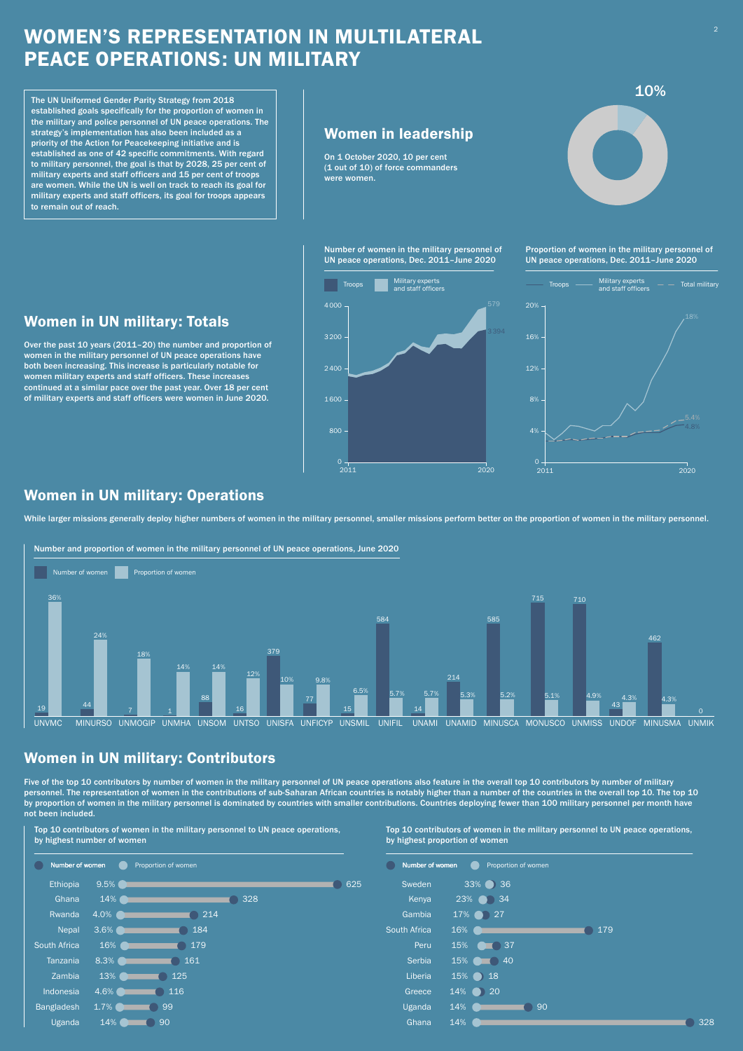# WOMEN'S REPRESENTATION IN MULTILATERAL PEACE OPERATIONS: UN MILITARY

The UN Uniformed Gender Parity Strategy from 2018 established goals specifically for the proportion of women in the military and police personnel of UN peace operations. The strategy's implementation has also been included as a priority of the Action for Peacekeeping initiative and is established as one of 42 specific commitments. With regard to military personnel, the goal is that by 2028, 25 per cent of military experts and staff officers and 15 per cent of troops are women. While the UN is well on track to reach its goal for military experts and staff officers, its goal for troops appears to remain out of reach.

## Women in leadership

On 1 October 2020, 10 per cent (1 out of 10) of force commanders were women.

10%

## Women in UN military: Totals

Over the past 10 years (2011–20) the number and proportion of women in the military personnel of UN peace operations have both been increasing. This increase is particularly notable for women military experts and staff officers. These increases continued at a similar pace over the past year. Over 18 per cent of military experts and staff officers were women in June 2020.

**Number of women in the military personnel of UN peace operations, Dec. 2011–June 2020**

Troops | Military experts and staff officers

June 2020: Military experts and staff officers 579; Troops 3394

**Proportion of women in the military personnel of UN peace operations, Dec. 2011–June 2020**

Troops | Military experts and staff officers | Total military

June 2020: Military experts and staff officers 18%; Total military 5.4%; Troops 4.8%

## Women in UN military: Operations

While larger missions generally deploy higher numbers of women in the military personnel, smaller missions perform better on the proportion of women in the military personnel.

**Number and proportion of women in the military personnel of UN peace operations, June 2020**

| Operation | Number of women | Proportion of women |
|---|---|---|
| UNVMC | 19 | 36% |
| MINURSO | 44 | 24% |
| UNMOGIP | 7 | 18% |
| UNMHA | 1 | 14% |
| UNSOM | 88 | 14% |
| UNTSO | 16 | 12% |
| UNISFA | 379 | 10% |
| UNFICYP | 77 | 9.8% |
| UNSMIL | 15 | 6.5% |
| UNIFIL | 584 | 5.7% |
| UNAMI | 14 | 5.7% |
| UNAMID | 214 | 5.3% |
| MINUSCA | 585 | 5.2% |
| MONUSCO | 715 | 5.1% |
| UNMISS | 710 | 4.9% |
| UNDOF | 43 | 4.3% |
| MINUSMA | 462 | 4.3% |
| UNMIK | 0 | |

## Women in UN military: Contributors

Five of the top 10 contributors by number of women in the military personnel of UN peace operations also feature in the overall top 10 contributors by number of military personnel. The representation of women in the contributions of sub-Saharan African countries is notably higher than a number of the countries in the overall top 10. The top 10 by proportion of women in the military personnel is dominated by countries with smaller contributions. Countries deploying fewer than 100 military personnel per month have not been included.

**Top 10 contributors of women in the military personnel to UN peace operations, by highest number of women**

| Country | Proportion of women | Number of women |
|---|---|---|
| Ethiopia | 9.5% | 625 |
| Ghana | 14% | 328 |
| Rwanda | 4.0% | 214 |
| Nepal | 3.6% | 184 |
| South Africa | 16% | 179 |
| Tanzania | 8.3% | 161 |
| Zambia | 13% | 125 |
| Indonesia | 4.6% | 116 |
| Bangladesh | 1.7% | 99 |
| Uganda | 14% | 90 |

**Top 10 contributors of women in the military personnel to UN peace operations, by highest proportion of women**

| Country | Proportion of women | Number of women |
|---|---|---|
| Sweden | 33% | 36 |
| Kenya | 23% | 34 |
| Gambia | 17% | 27 |
| South Africa | 16% | 179 |
| Peru | 15% | 37 |
| Serbia | 15% | 40 |
| Liberia | 15% | 18 |
| Greece | 14% | 20 |
| Uganda | 14% | 90 |
| Ghana | 14% | 328 |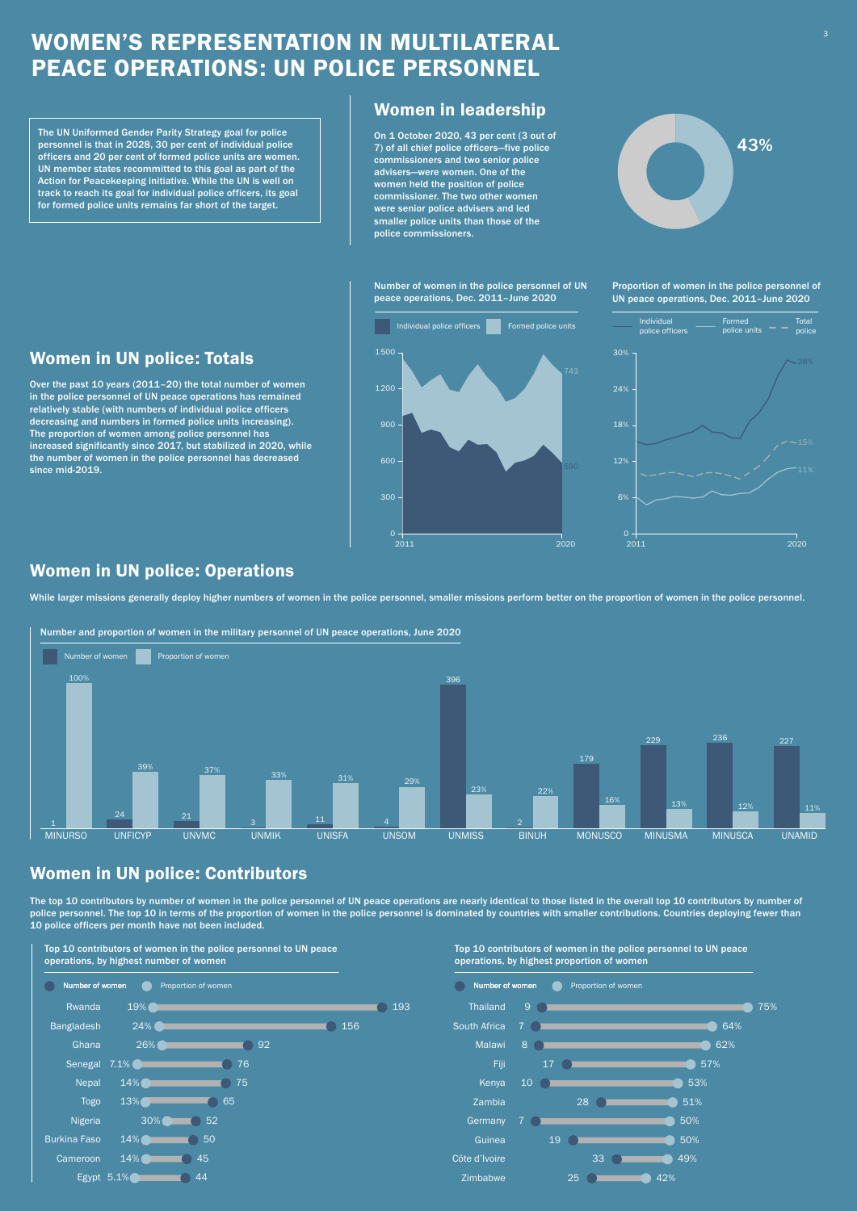# WOMEN'S REPRESENTATION IN MULTILATERAL PEACE OPERATIONS: UN POLICE PERSONNEL

The UN Uniformed Gender Parity Strategy goal for police personnel is that in 2028, 30 per cent of individual police officers and 20 per cent of formed police units are women. UN member states recommitted to this goal as part of the Action for Peacekeeping initiative. While the UN is well on track to reach its goal for individual police officers, its goal for formed police units remains far short of the target.

## Women in leadership

On 1 October 2020, 43 per cent (3 out of 7) of all chief police officers—five police commissioners and two senior police advisers—were women. One of the women held the position of police commissioner. The two other women were senior police advisers and led smaller police units than those of the police commissioners.

43%

## Women in UN police: Totals

Over the past 10 years (2011–20) the total number of women in the police personnel of UN peace operations has remained relatively stable (with numbers of individual police officers decreasing and numbers in formed police units increasing). The proportion of women among police personnel has increased significantly since 2017, but stabilized in 2020, while the number of women in the police personnel has decreased since mid-2019.

**Number of women in the police personnel of UN peace operations, Dec. 2011–June 2020**

Individual police officers | Formed police units

Values at 2020: 743 (total); 590 (individual police officers)

**Proportion of women in the police personnel of UN peace operations, Dec. 2011–June 2020**

Individual police officers | Formed police units | Total police

Values at 2020: Individual police officers 28%; Total police 15%; Formed police units 11%

## Women in UN police: Operations

While larger missions generally deploy higher numbers of women in the police personnel, smaller missions perform better on the proportion of women in the police personnel.

**Number and proportion of women in the military personnel of UN peace operations, June 2020**

| Mission | Number of women | Proportion of women |
|---|---|---|
| MINURSO | 1 | 100% |
| UNFICYP | 24 | 39% |
| UNVMC | 21 | 37% |
| UNMIK | 3 | 33% |
| UNISFA | 11 | 31% |
| UNSOM | 4 | 29% |
| UNMISS | 396 | 23% |
| BINUH | 2 | 22% |
| MONUSCO | 179 | 16% |
| MINUSMA | 229 | 13% |
| MINUSCA | 236 | 12% |
| UNAMID | 227 | 11% |

## Women in UN police: Contributors

The top 10 contributors by number of women in the police personnel of UN peace operations are nearly identical to those listed in the overall top 10 contributors by number of police personnel. The top 10 in terms of the proportion of women in the police personnel is dominated by countries with smaller contributions. Countries deploying fewer than 10 police officers per month have not been included.

**Top 10 contributors of women in the police personnel to UN peace operations, by highest number of women**

| Country | Number of women | Proportion of women |
|---|---|---|
| Rwanda | 193 | 19% |
| Bangladesh | 156 | 24% |
| Ghana | 92 | 26% |
| Senegal | 76 | 7.1% |
| Nepal | 75 | 14% |
| Togo | 65 | 13% |
| Nigeria | 52 | 30% |
| Burkina Faso | 50 | 14% |
| Cameroon | 45 | 14% |
| Egypt | 44 | 5.1% |

**Top 10 contributors of women in the police personnel to UN peace operations, by highest proportion of women**

| Country | Number of women | Proportion of women |
|---|---|---|
| Thailand | 9 | 75% |
| South Africa | 7 | 64% |
| Malawi | 8 | 62% |
| Fiji | 17 | 57% |
| Kenya | 10 | 53% |
| Zambia | 28 | 51% |
| Germany | 7 | 50% |
| Guinea | 19 | 50% |
| Côte d'Ivoire | 33 | 49% |
| Zimbabwe | 25 | 42% |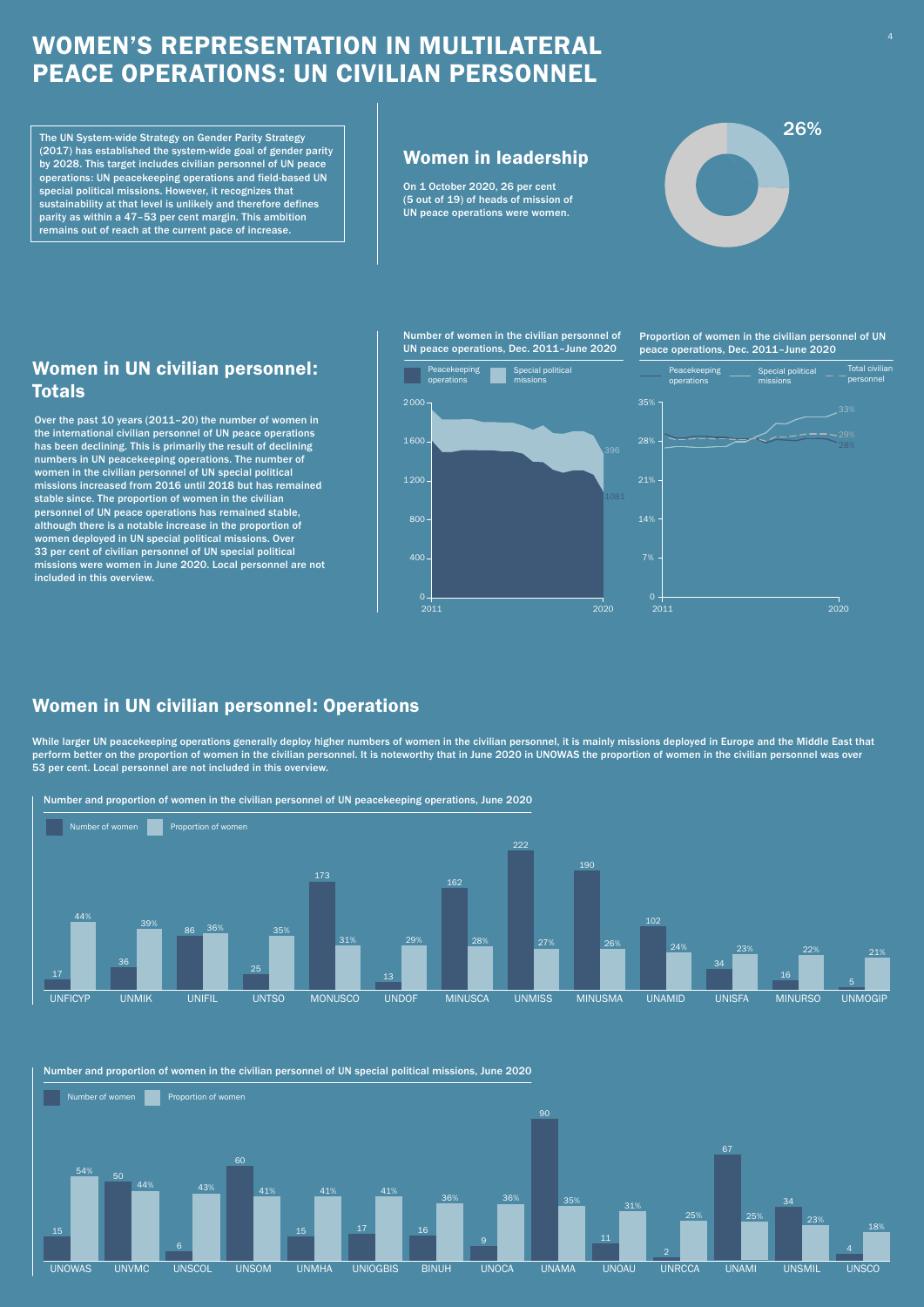# WOMEN'S REPRESENTATION IN MULTILATERAL PEACE OPERATIONS: UN CIVILIAN PERSONNEL

The UN System-wide Strategy on Gender Parity Strategy (2017) has established the system-wide goal of gender parity by 2028. This target includes civilian personnel of UN peace operations: UN peacekeeping operations and field-based UN special political missions. However, it recognizes that sustainability at that level is unlikely and therefore defines parity as within a 47–53 per cent margin. This ambition remains out of reach at the current pace of increase.

## Women in leadership

On 1 October 2020, 26 per cent (5 out of 19) of heads of mission of UN peace operations were women.

26%

## Women in UN civilian personnel: Totals

Over the past 10 years (2011–20) the number of women in the international civilian personnel of UN peace operations has been declining. This is primarily the result of declining numbers in UN peacekeeping operations. The number of women in the civilian personnel of UN special political missions increased from 2016 until 2018 but has remained stable since. The proportion of women in the civilian personnel of UN peace operations has remained stable, although there is a notable increase in the proportion of women deployed in UN special political missions. Over 33 per cent of civilian personnel of UN special political missions were women in June 2020. Local personnel are not included in this overview.

**Number of women in the civilian personnel of UN peace operations, Dec. 2011–June 2020**

Peacekeeping operations: 1081 (2020); Special political missions: 396 (2020)

**Proportion of women in the civilian personnel of UN peace operations, Dec. 2011–June 2020**

Peacekeeping operations: 28% (2020); Special political missions: 33% (2020); Total civilian personnel: 29% (2020)

## Women in UN civilian personnel: Operations

While larger UN peacekeeping operations generally deploy higher numbers of women in the civilian personnel, it is mainly missions deployed in Europe and the Middle East that perform better on the proportion of women in the civilian personnel. It is noteworthy that in June 2020 in UNOWAS the proportion of women in the civilian personnel was over 53 per cent. Local personnel are not included in this overview.

**Number and proportion of women in the civilian personnel of UN peacekeeping operations, June 2020**

| Mission | Number of women | Proportion of women |
|---|---|---|
| UNFICYP | 17 | 44% |
| UNMIK | 36 | 39% |
| UNIFIL | 86 | 36% |
| UNTSO | 25 | 35% |
| MONUSCO | 173 | 31% |
| UNDOF | 13 | 29% |
| MINUSCA | 162 | 28% |
| UNMISS | 222 | 27% |
| MINUSMA | 190 | 26% |
| UNAMID | 102 | 24% |
| UNISFA | 34 | 23% |
| MINURSO | 16 | 22% |
| UNMOGIP | 5 | 21% |

**Number and proportion of women in the civilian personnel of UN special political missions, June 2020**

| Mission | Number of women | Proportion of women |
|---|---|---|
| UNOWAS | 15 | 54% |
| UNVMC | 50 | 44% |
| UNSCOL | 6 | 43% |
| UNSOM | 60 | 41% |
| UNMHA | 15 | 41% |
| UNIOGBIS | 17 | 41% |
| BINUH | 16 | 36% |
| UNOCA | 9 | 36% |
| UNAMA | 90 | 35% |
| UNOAU | 11 | 31% |
| UNRCCA | 2 | 25% |
| UNAMI | 67 | 25% |
| UNSMIL | 34 | 23% |
| UNSCO | 4 | 18% |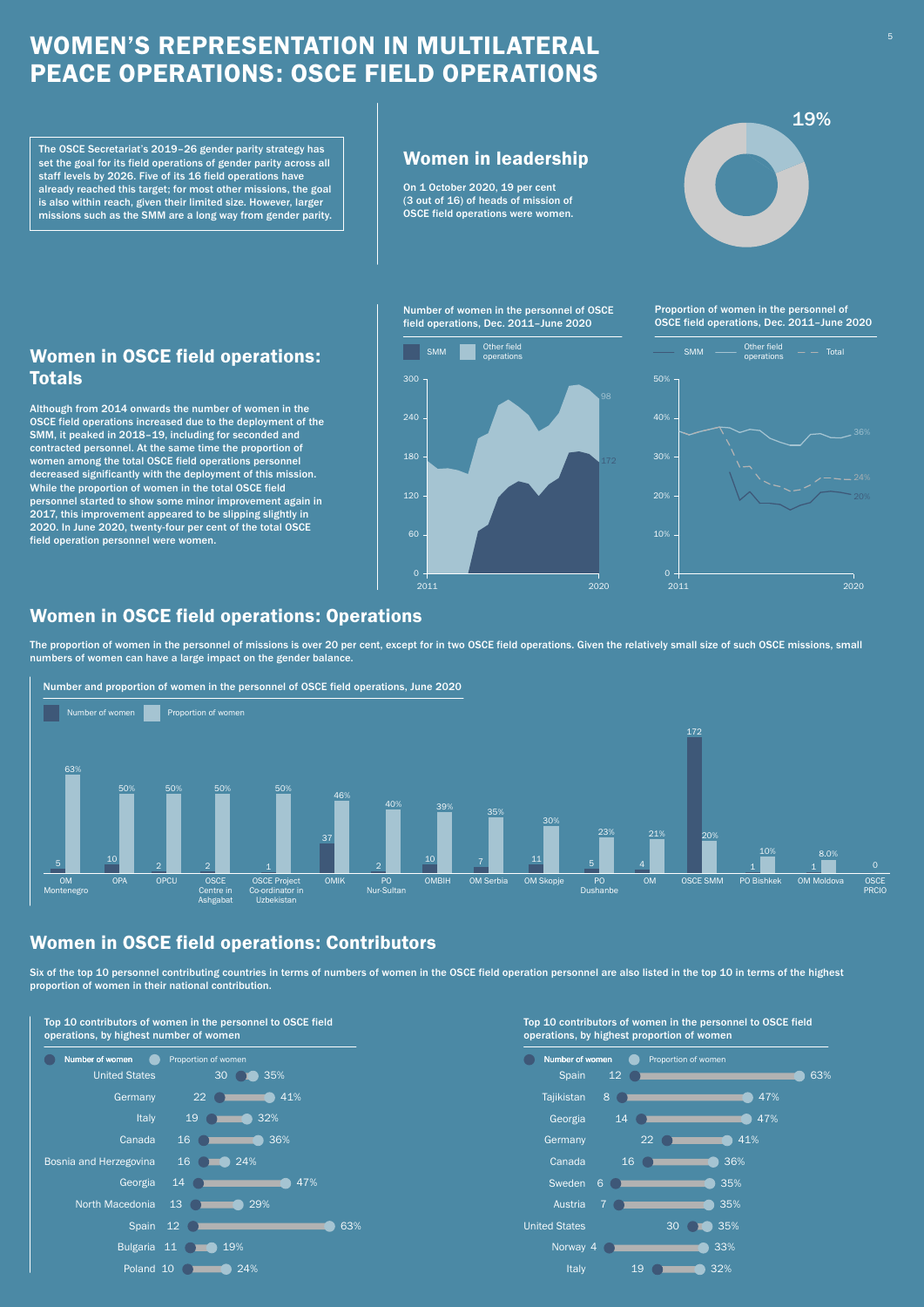# WOMEN'S REPRESENTATION IN MULTILATERAL PEACE OPERATIONS: OSCE FIELD OPERATIONS

**The OSCE Secretariat's 2019–26 gender parity strategy has set the goal for its field operations of gender parity across all staff levels by 2026. Five of its 16 field operations have already reached this target; for most other missions, the goal is also within reach, given their limited size. However, larger missions such as the SMM are a long way from gender parity.**

## Women in leadership

**On 1 October 2020, 19 per cent (3 out of 16) of heads of mission of OSCE field operations were women.**

19%

## Women in OSCE field operations: Totals

**Although from 2014 onwards the number of women in the OSCE field operations increased due to the deployment of the SMM, it peaked in 2018–19, including for seconded and contracted personnel. At the same time the proportion of women among the total OSCE field operations personnel decreased significantly with the deployment of this mission. While the proportion of women in the total OSCE field personnel started to show some minor improvement again in 2017, this improvement appeared to be slipping slightly in 2020. In June 2020, twenty-four per cent of the total OSCE field operation personnel were women.**

**Number of women in the personnel of OSCE field operations, Dec. 2011–June 2020**

SMM: 172; Other field operations: 98 (June 2020)

**Proportion of women in the personnel of OSCE field operations, Dec. 2011–June 2020**

Other field operations: 36%; Total: 24%; SMM: 20% (June 2020)

## Women in OSCE field operations: Operations

**The proportion of women in the personnel of missions is over 20 per cent, except for in two OSCE field operations. Given the relatively small size of such OSCE missions, small numbers of women can have a large impact on the gender balance.**

**Number and proportion of women in the personnel of OSCE field operations, June 2020**

| Field operation | Number of women | Proportion of women |
|---|---|---|
| OM Montenegro | 5 | 63% |
| OPA | 10 | 50% |
| OPCU | 2 | 50% |
| OSCE Centre in Ashgabat | 2 | 50% |
| OSCE Project Co-ordinator in Uzbekistan | 1 | 50% |
| OMIK | 37 | 46% |
| PO Nur-Sultan | 2 | 40% |
| OMBIH | 10 | 39% |
| OM Serbia | 7 | 35% |
| OM Skopje | 11 | 30% |
| PO Dushanbe | 5 | 23% |
| OM | 4 | 21% |
| OSCE SMM | 172 | 20% |
| PO Bishkek | 1 | 10% |
| OM Moldova | 1 | 8.0% |
| OSCE PRCIO | 0 | |

## Women in OSCE field operations: Contributors

**Six of the top 10 personnel contributing countries in terms of numbers of women in the OSCE field operation personnel are also listed in the top 10 in terms of the highest proportion of women in their national contribution.**

**Top 10 contributors of women in the personnel to OSCE field operations, by highest number of women**

| Country | Number of women | Proportion of women |
|---|---|---|
| United States | 30 | 35% |
| Germany | 22 | 41% |
| Italy | 19 | 32% |
| Canada | 16 | 36% |
| Bosnia and Herzegovina | 16 | 24% |
| Georgia | 14 | 47% |
| North Macedonia | 13 | 29% |
| Spain | 12 | 63% |
| Bulgaria | 11 | 19% |
| Poland | 10 | 24% |

**Top 10 contributors of women in the personnel to OSCE field operations, by highest proportion of women**

| Country | Number of women | Proportion of women |
|---|---|---|
| Spain | 12 | 63% |
| Tajikistan | 8 | 47% |
| Georgia | 14 | 47% |
| Germany | 22 | 41% |
| Canada | 16 | 36% |
| Sweden | 6 | 35% |
| Austria | 7 | 35% |
| United States | 30 | 35% |
| Norway | 4 | 33% |
| Italy | 19 | 32% |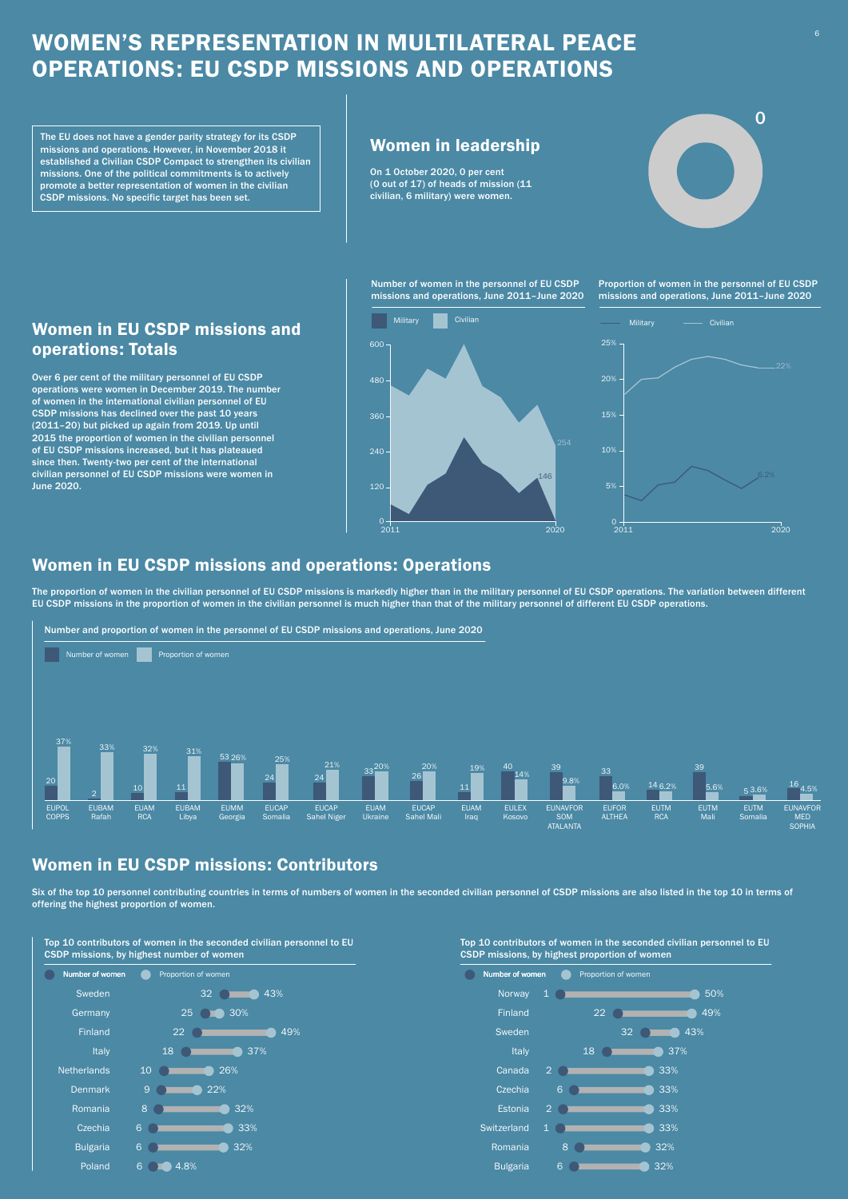# WOMEN'S REPRESENTATION IN MULTILATERAL PEACE OPERATIONS: EU CSDP MISSIONS AND OPERATIONS

The EU does not have a gender parity strategy for its CSDP missions and operations. However, in November 2018 it established a Civilian CSDP Compact to strengthen its civilian missions. One of the political commitments is to actively promote a better representation of women in the civilian CSDP missions. No specific target has been set.

## Women in leadership

On 1 October 2020, 0 per cent (0 out of 17) of heads of mission (11 civilian, 6 military) were women.

0

## Women in EU CSDP missions and operations: Totals

Over 6 per cent of the military personnel of EU CSDP operations were women in December 2019. The number of women in the international civilian personnel of EU CSDP missions has declined over the past 10 years (2011–20) but picked up again from 2019. Up until 2015 the proportion of women in the civilian personnel of EU CSDP missions increased, but it has plateaued since then. Twenty-two per cent of the international civilian personnel of EU CSDP missions were women in June 2020.

**Number of women in the personnel of EU CSDP missions and operations, June 2011–June 2020**

Military / Civilian

2020: Civilian 254; Military 146

**Proportion of women in the personnel of EU CSDP missions and operations, June 2011–June 2020**

Military / Civilian

2020: Civilian 22%; Military 6.2%

## Women in EU CSDP missions and operations: Operations

The proportion of women in the civilian personnel of EU CSDP missions is markedly higher than in the military personnel of EU CSDP operations. The variation between different EU CSDP missions in the proportion of women in the civilian personnel is much higher than that of the military personnel of different EU CSDP operations.

**Number and proportion of women in the personnel of EU CSDP missions and operations, June 2020**

| Mission/operation | Number of women | Proportion of women |
|---|---|---|
| EUPOL COPPS | 20 | 37% |
| EUBAM Rafah | 2 | 33% |
| EUAM RCA | 10 | 32% |
| EUBAM Libya | 11 | 31% |
| EUMM Georgia | 53 | 26% |
| EUCAP Somalia | 24 | 25% |
| EUCAP Sahel Niger | 24 | 21% |
| EUAM Ukraine | 33 | 20% |
| EUCAP Sahel Mali | 26 | 20% |
| EUAM Iraq | 11 | 19% |
| EULEX Kosovo | 40 | 14% |
| EUNAVFOR SOM ATALANTA | 39 | 9.8% |
| EUFOR ALTHEA | 33 | 6.0% |
| EUTM RCA | 14 | 6.2% |
| EUTM Mali | 39 | 5.6% |
| EUTM Somalia | 5 | 3.6% |
| EUNAVFOR MED SOPHIA | 16 | 4.5% |

## Women in EU CSDP missions: Contributors

Six of the top 10 personnel contributing countries in terms of numbers of women in the seconded civilian personnel of CSDP missions are also listed in the top 10 in terms of offering the highest proportion of women.

**Top 10 contributors of women in the seconded civilian personnel to EU CSDP missions, by highest number of women**

| Country | Number of women | Proportion of women |
|---|---|---|
| Sweden | 32 | 43% |
| Germany | 25 | 30% |
| Finland | 22 | 49% |
| Italy | 18 | 37% |
| Netherlands | 10 | 26% |
| Denmark | 9 | 22% |
| Romania | 8 | 32% |
| Czechia | 6 | 33% |
| Bulgaria | 6 | 32% |
| Poland | 6 | 4.8% |

**Top 10 contributors of women in the seconded civilian personnel to EU CSDP missions, by highest proportion of women**

| Country | Number of women | Proportion of women |
|---|---|---|
| Norway | 1 | 50% |
| Finland | 22 | 49% |
| Sweden | 32 | 43% |
| Italy | 18 | 37% |
| Canada | 2 | 33% |
| Czechia | 6 | 33% |
| Estonia | 2 | 33% |
| Switzerland | 1 | 33% |
| Romania | 8 | 32% |
| Bulgaria | 6 | 32% |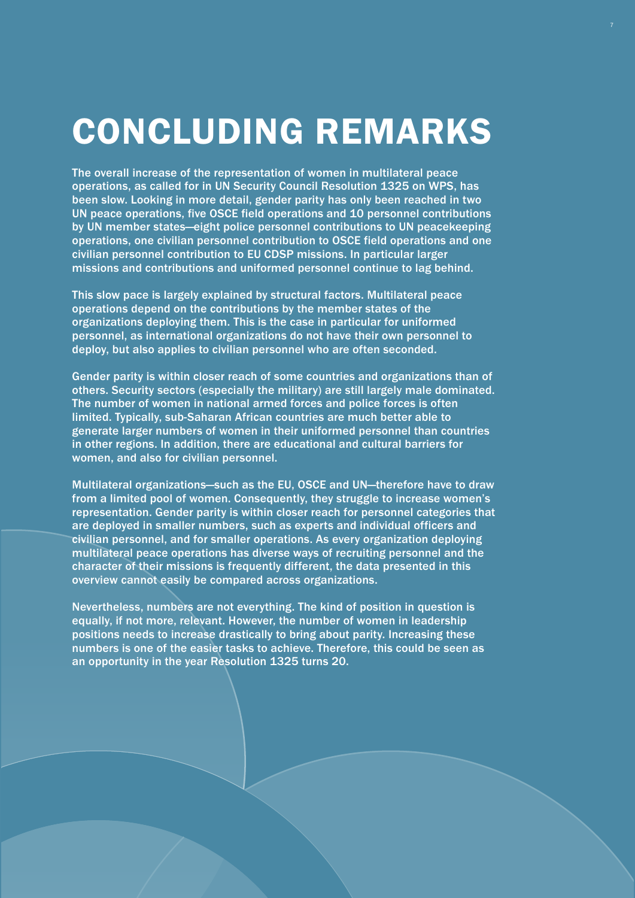# CONCLUDING REMARKS

The overall increase of the representation of women in multilateral peace operations, as called for in UN Security Council Resolution 1325 on WPS, has been slow. Looking in more detail, gender parity has only been reached in two UN peace operations, five OSCE field operations and 10 personnel contributions by UN member states—eight police personnel contributions to UN peacekeeping operations, one civilian personnel contribution to OSCE field operations and one civilian personnel contribution to EU CDSP missions. In particular larger missions and contributions and uniformed personnel continue to lag behind.

This slow pace is largely explained by structural factors. Multilateral peace operations depend on the contributions by the member states of the organizations deploying them. This is the case in particular for uniformed personnel, as international organizations do not have their own personnel to deploy, but also applies to civilian personnel who are often seconded.

Gender parity is within closer reach of some countries and organizations than of others. Security sectors (especially the military) are still largely male dominated. The number of women in national armed forces and police forces is often limited. Typically, sub-Saharan African countries are much better able to generate larger numbers of women in their uniformed personnel than countries in other regions. In addition, there are educational and cultural barriers for women, and also for civilian personnel.

Multilateral organizations—such as the EU, OSCE and UN—therefore have to draw from a limited pool of women. Consequently, they struggle to increase women's representation. Gender parity is within closer reach for personnel categories that are deployed in smaller numbers, such as experts and individual officers and civilian personnel, and for smaller operations. As every organization deploying multilateral peace operations has diverse ways of recruiting personnel and the character of their missions is frequently different, the data presented in this overview cannot easily be compared across organizations.

Nevertheless, numbers are not everything. The kind of position in question is equally, if not more, relevant. However, the number of women in leadership positions needs to increase drastically to bring about parity. Increasing these numbers is one of the easier tasks to achieve. Therefore, this could be seen as an opportunity in the year Resolution 1325 turns 20.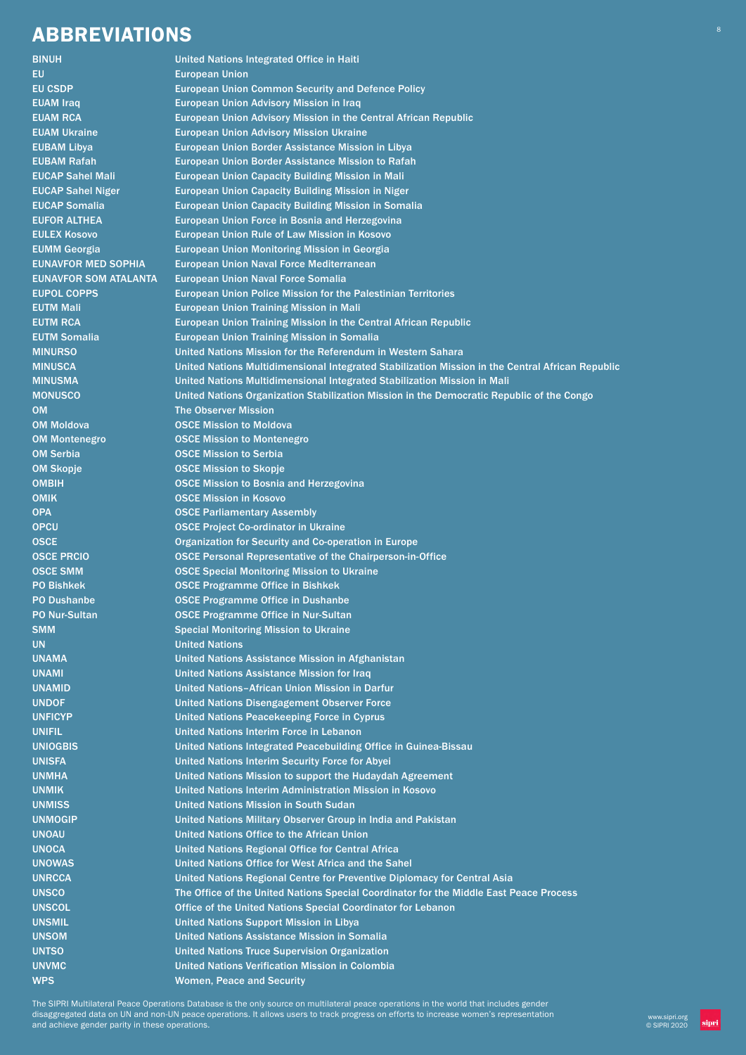# ABBREVIATIONS

| | |
|---|---|
| BINUH | United Nations Integrated Office in Haiti |
| EU | European Union |
| EU CSDP | European Union Common Security and Defence Policy |
| EUAM Iraq | European Union Advisory Mission in Iraq |
| EUAM RCA | European Union Advisory Mission in the Central African Republic |
| EUAM Ukraine | European Union Advisory Mission Ukraine |
| EUBAM Libya | European Union Border Assistance Mission in Libya |
| EUBAM Rafah | European Union Border Assistance Mission to Rafah |
| EUCAP Sahel Mali | European Union Capacity Building Mission in Mali |
| EUCAP Sahel Niger | European Union Capacity Building Mission in Niger |
| EUCAP Somalia | European Union Capacity Building Mission in Somalia |
| EUFOR ALTHEA | European Union Force in Bosnia and Herzegovina |
| EULEX Kosovo | European Union Rule of Law Mission in Kosovo |
| EUMM Georgia | European Union Monitoring Mission in Georgia |
| EUNAVFOR MED SOPHIA | European Union Naval Force Mediterranean |
| EUNAVFOR SOM ATALANTA | European Union Naval Force Somalia |
| EUPOL COPPS | European Union Police Mission for the Palestinian Territories |
| EUTM Mali | European Union Training Mission in Mali |
| EUTM RCA | European Union Training Mission in the Central African Republic |
| EUTM Somalia | European Union Training Mission in Somalia |
| MINURSO | United Nations Mission for the Referendum in Western Sahara |
| MINUSCA | United Nations Multidimensional Integrated Stabilization Mission in the Central African Republic |
| MINUSMA | United Nations Multidimensional Integrated Stabilization Mission in Mali |
| MONUSCO | United Nations Organization Stabilization Mission in the Democratic Republic of the Congo |
| OM | The Observer Mission |
| OM Moldova | OSCE Mission to Moldova |
| OM Montenegro | OSCE Mission to Montenegro |
| OM Serbia | OSCE Mission to Serbia |
| OM Skopje | OSCE Mission to Skopje |
| OMBIH | OSCE Mission to Bosnia and Herzegovina |
| OMIK | OSCE Mission in Kosovo |
| OPA | OSCE Parliamentary Assembly |
| OPCU | OSCE Project Co-ordinator in Ukraine |
| OSCE | Organization for Security and Co-operation in Europe |
| OSCE PRCIO | OSCE Personal Representative of the Chairperson-in-Office |
| OSCE SMM | OSCE Special Monitoring Mission to Ukraine |
| PO Bishkek | OSCE Programme Office in Bishkek |
| PO Dushanbe | OSCE Programme Office in Dushanbe |
| PO Nur-Sultan | OSCE Programme Office in Nur-Sultan |
| SMM | Special Monitoring Mission to Ukraine |
| UN | United Nations |
| UNAMA | United Nations Assistance Mission in Afghanistan |
| UNAMI | United Nations Assistance Mission for Iraq |
| UNAMID | United Nations–African Union Mission in Darfur |
| UNDOF | United Nations Disengagement Observer Force |
| UNFICYP | United Nations Peacekeeping Force in Cyprus |
| UNIFIL | United Nations Interim Force in Lebanon |
| UNIOGBIS | United Nations Integrated Peacebuilding Office in Guinea-Bissau |
| UNISFA | United Nations Interim Security Force for Abyei |
| UNMHA | United Nations Mission to support the Hudaydah Agreement |
| UNMIK | United Nations Interim Administration Mission in Kosovo |
| UNMISS | United Nations Mission in South Sudan |
| UNMOGIP | United Nations Military Observer Group in India and Pakistan |
| UNOAU | United Nations Office to the African Union |
| UNOCA | United Nations Regional Office for Central Africa |
| UNOWAS | United Nations Office for West Africa and the Sahel |
| UNRCCA | United Nations Regional Centre for Preventive Diplomacy for Central Asia |
| UNSCO | The Office of the United Nations Special Coordinator for the Middle East Peace Process |
| UNSCOL | Office of the United Nations Special Coordinator for Lebanon |
| UNSMIL | United Nations Support Mission in Libya |
| UNSOM | United Nations Assistance Mission in Somalia |
| UNTSO | United Nations Truce Supervision Organization |
| UNVMC | United Nations Verification Mission in Colombia |
| WPS | Women, Peace and Security |

The SIPRI Multilateral Peace Operations Database is the only source on multilateral peace operations in the world that includes gender disaggregated data on UN and non-UN peace operations. It allows users to track progress on efforts to increase women's representation and achieve gender parity in these operations.

www.sipri.org
© SIPRI 2020